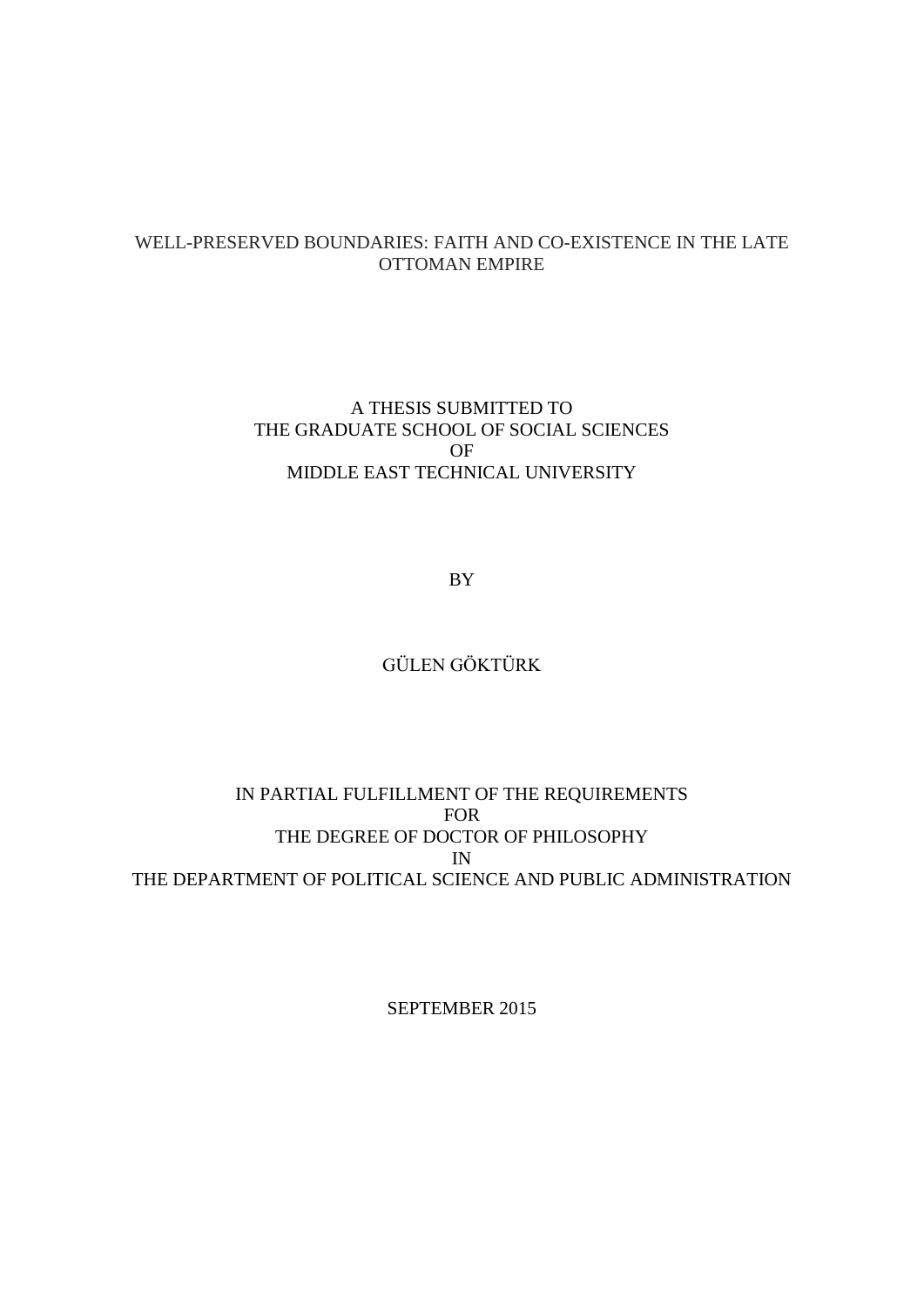# WELL-PRESERVED BOUNDARIES: FAITH AND CO-EXISTENCE IN THE LATE OTTOMAN EMPIRE

A THESIS SUBMITTED TO
THE GRADUATE SCHOOL OF SOCIAL SCIENCES
OF
MIDDLE EAST TECHNICAL UNIVERSITY

BY

GÜLEN GÖKTÜRK

IN PARTIAL FULFILLMENT OF THE REQUIREMENTS
FOR
THE DEGREE OF DOCTOR OF PHILOSOPHY
IN
THE DEPARTMENT OF POLITICAL SCIENCE AND PUBLIC ADMINISTRATION

SEPTEMBER 2015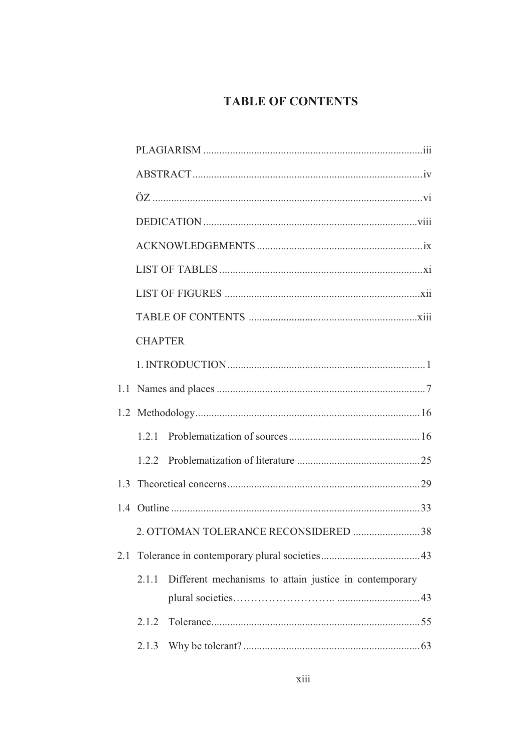# TABLE OF CONTENTS

PLAGIARISM ....................................................................................iii

ABSTRACT......................................................................................iv

ÖZ .....................................................................................................vi

DEDICATION .................................................................................viii

ACKNOWLEDGEMENTS ..............................................................ix

LIST OF TABLES ............................................................................xi

LIST OF FIGURES ..........................................................................xii

TABLE OF CONTENTS ................................................................xiii

CHAPTER

1. INTRODUCTION..........................................................................1

1.1 Names and places ..........................................................................7

1.2 Methodology..................................................................................16

1.2.1 Problematization of sources ......................................................16

1.2.2 Problematization of literature ...................................................25

1.3 Theoretical concerns......................................................................29

1.4 Outline ...........................................................................................33

2. OTTOMAN TOLERANCE RECONSIDERED .............................38

2.1 Tolerance in contemporary plural societies....................................43

2.1.1 Different mechanisms to attain justice in contemporary plural societies……………………….. ...............................43

2.1.2 Tolerance.....................................................................................55

2.1.3 Why be tolerant? .........................................................................63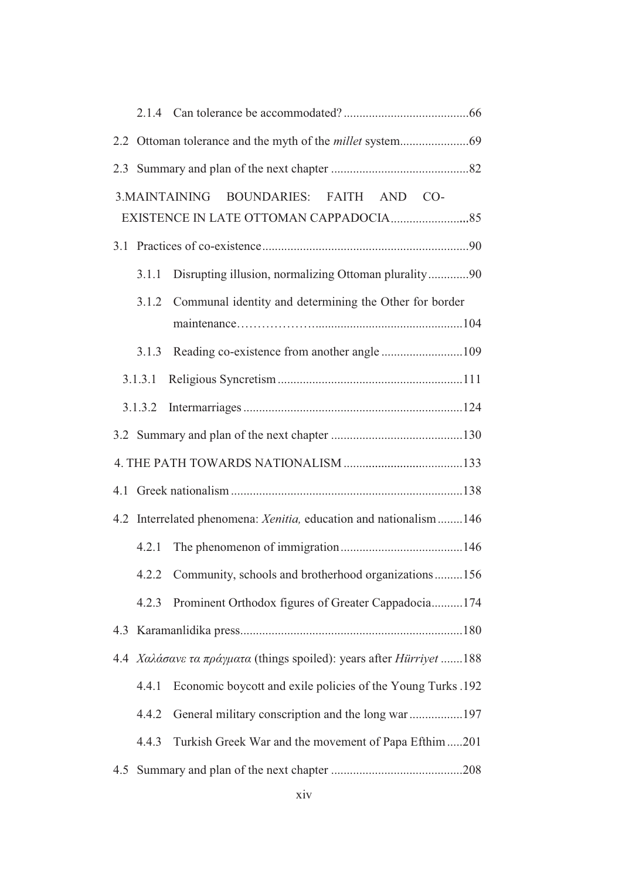2.1.4 Can tolerance be accommodated? ........................................66

2.2 Ottoman tolerance and the myth of the *millet* system......................69

2.3 Summary and plan of the next chapter ............................................82

3.MAINTAINING BOUNDARIES: FAITH AND CO-EXISTENCE IN LATE OTTOMAN CAPPADOCIA...........................85

3.1 Practices of co-existence..................................................................90

3.1.1 Disrupting illusion, normalizing Ottoman plurality.............90

3.1.2 Communal identity and determining the Other for border maintenance……………….............................................104

3.1.3 Reading co-existence from another angle ..........................109

3.1.3.1 Religious Syncretism ...........................................................111

3.1.3.2 Intermarriages ......................................................................124

3.2 Summary and plan of the next chapter ..........................................130

4. THE PATH TOWARDS NATIONALISM ......................................133

4.1 Greek nationalism ..........................................................................138

4.2 Interrelated phenomena: *Xenitia,* education and nationalism........146

4.2.1 The phenomenon of immigration.......................................146

4.2.2 Community, schools and brotherhood organizations.........156

4.2.3 Prominent Orthodox figures of Greater Cappadocia..........174

4.3 Karamanlidika press.......................................................................180

4.4 *Χαλάσανε τα πράγματα* (things spoiled): years after *Hürriyet* .......188

4.4.1 Economic boycott and exile policies of the Young Turks .192

4.4.2 General military conscription and the long war .................197

4.4.3 Turkish Greek War and the movement of Papa Efthim.....201

4.5 Summary and plan of the next chapter ..........................................208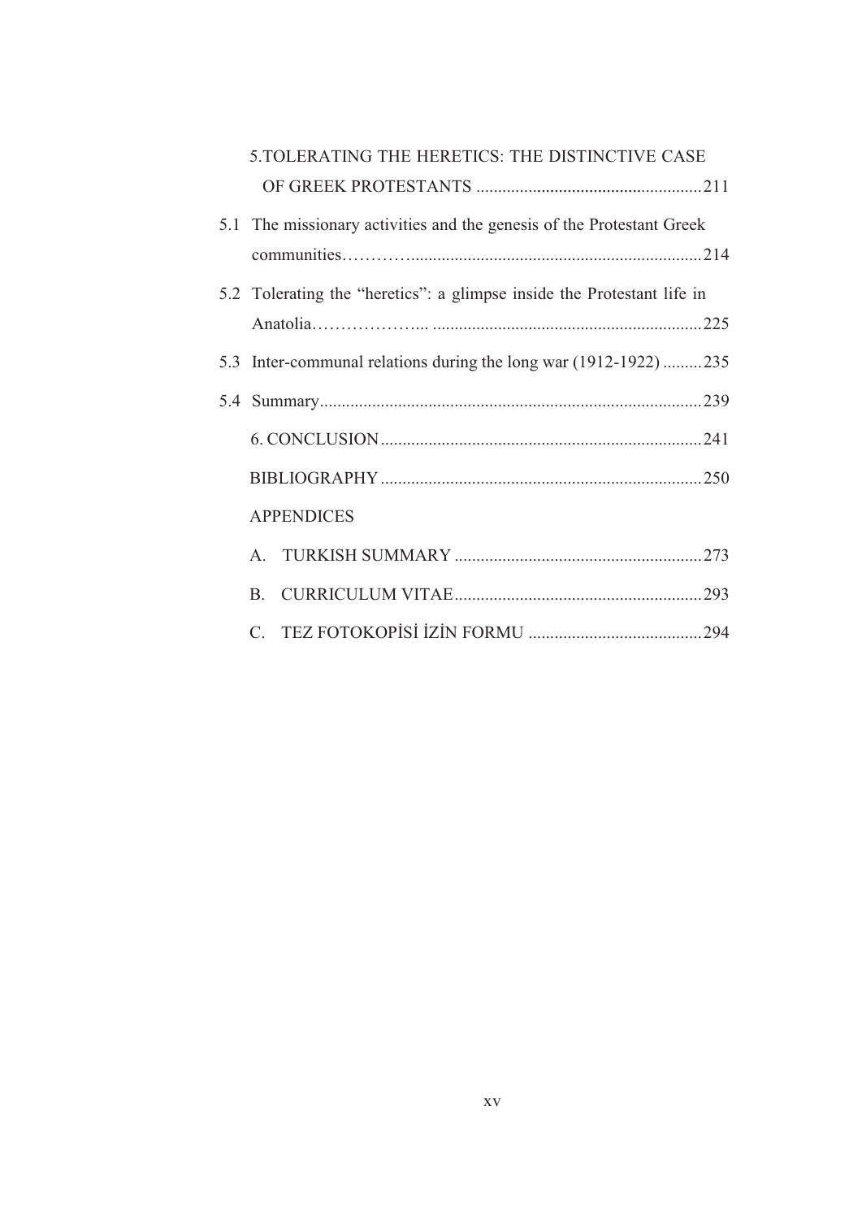5.TOLERATING THE HERETICS: THE DISTINCTIVE CASE OF GREEK PROTESTANTS .................................................... 211

5.1 The missionary activities and the genesis of the Protestant Greek communities………….................................................................... 214

5.2 Tolerating the “heretics”: a glimpse inside the Protestant life in Anatolia………………... ............................................................. 225

5.3 Inter-communal relations during the long war (1912-1922) ......... 235

5.4 Summary........................................................................................ 239

6. CONCLUSION........................................................................... 241

BIBLIOGRAPHY ............................................................................ 250

APPENDICES

A. TURKISH SUMMARY ......................................................... 273

B. CURRICULUM VITAE......................................................... 293

C. TEZ FOTOKOPİSİ İZİN FORMU ........................................ 294